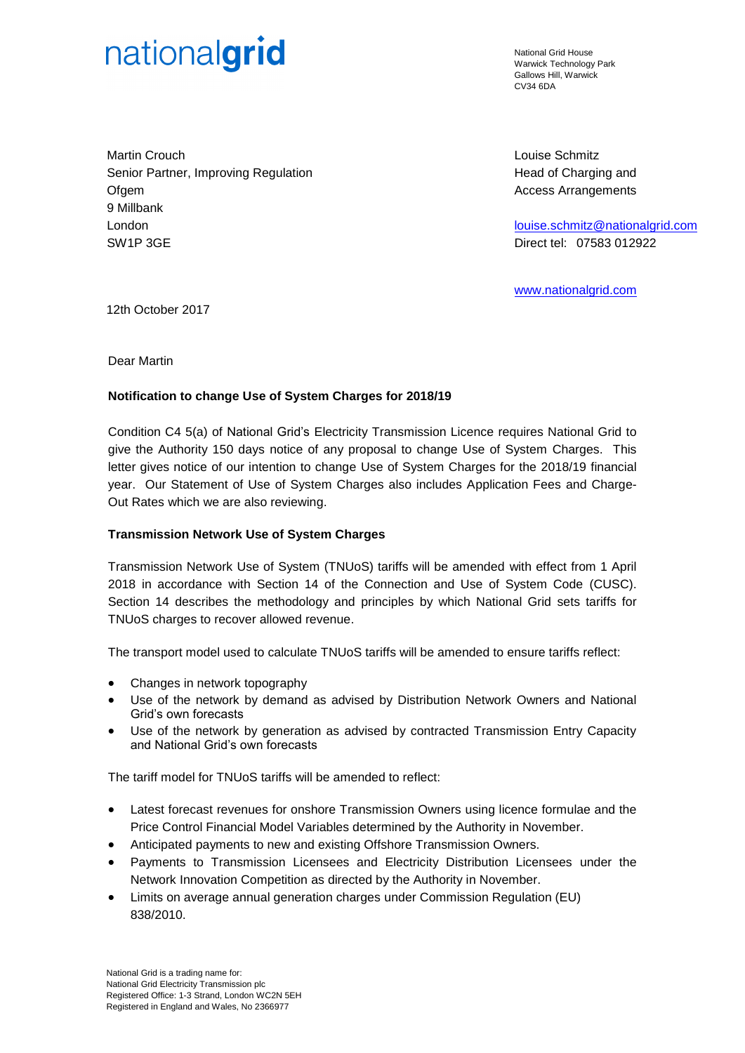nationalgrid

National Grid House
Warwick Technology Park
Gallows Hill, Warwick
CV34 6DA

Martin Crouch
Senior Partner, Improving Regulation
Ofgem
9 Millbank
London
SW1P 3GE

Louise Schmitz
Head of Charging and Access Arrangements

louise.schmitz@nationalgrid.com
Direct tel: 07583 012922

www.nationalgrid.com

12th October 2017

Dear Martin

**Notification to change Use of System Charges for 2018/19**

Condition C4 5(a) of National Grid's Electricity Transmission Licence requires National Grid to give the Authority 150 days notice of any proposal to change Use of System Charges. This letter gives notice of our intention to change Use of System Charges for the 2018/19 financial year. Our Statement of Use of System Charges also includes Application Fees and Charge-Out Rates which we are also reviewing.

**Transmission Network Use of System Charges**

Transmission Network Use of System (TNUoS) tariffs will be amended with effect from 1 April 2018 in accordance with Section 14 of the Connection and Use of System Code (CUSC). Section 14 describes the methodology and principles by which National Grid sets tariffs for TNUoS charges to recover allowed revenue.

The transport model used to calculate TNUoS tariffs will be amended to ensure tariffs reflect:

- Changes in network topography
- Use of the network by demand as advised by Distribution Network Owners and National Grid's own forecasts
- Use of the network by generation as advised by contracted Transmission Entry Capacity and National Grid's own forecasts

The tariff model for TNUoS tariffs will be amended to reflect:

- Latest forecast revenues for onshore Transmission Owners using licence formulae and the Price Control Financial Model Variables determined by the Authority in November.
- Anticipated payments to new and existing Offshore Transmission Owners.
- Payments to Transmission Licensees and Electricity Distribution Licensees under the Network Innovation Competition as directed by the Authority in November.
- Limits on average annual generation charges under Commission Regulation (EU) 838/2010.

National Grid is a trading name for:
National Grid Electricity Transmission plc
Registered Office: 1-3 Strand, London WC2N 5EH
Registered in England and Wales, No 2366977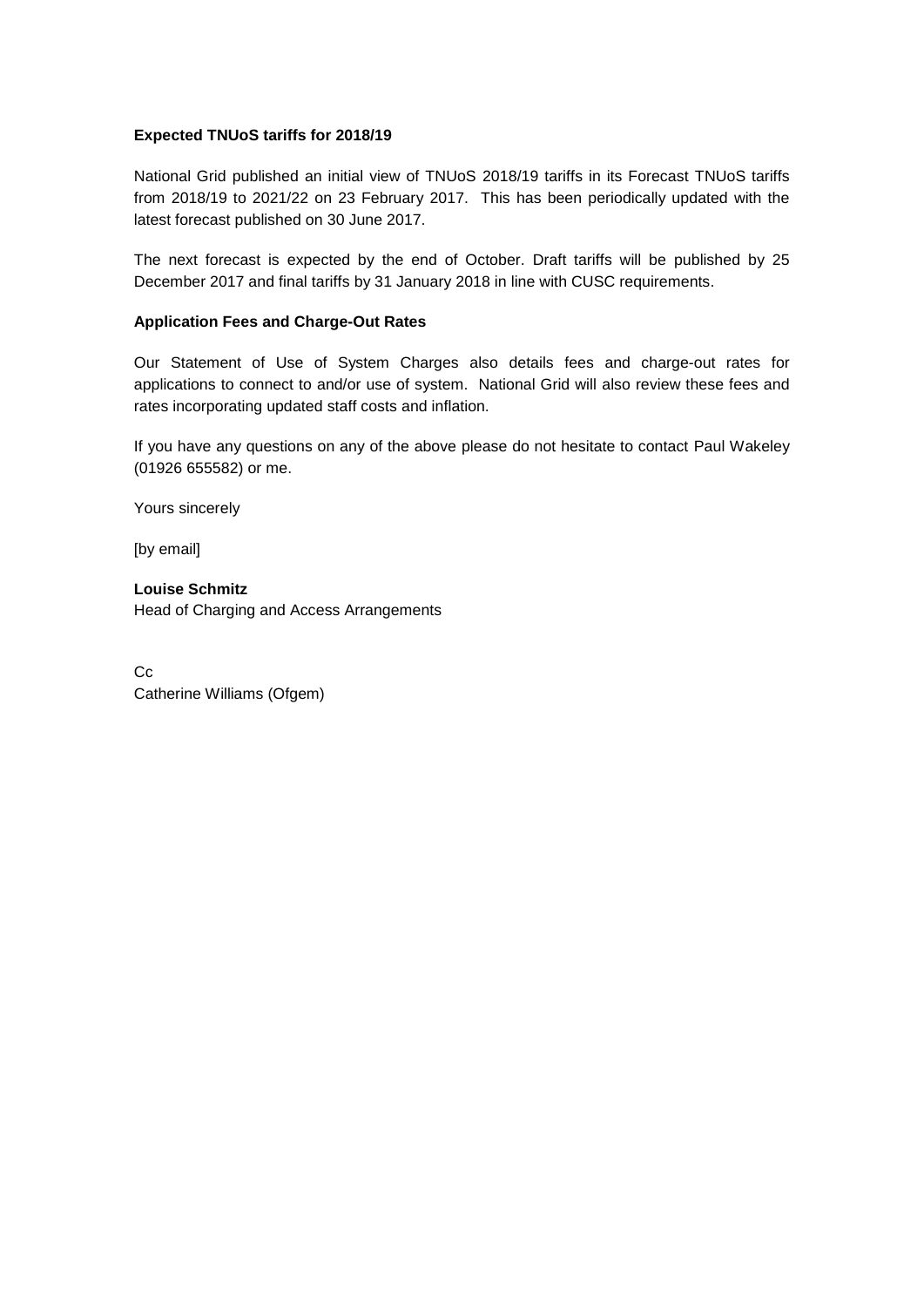**Expected TNUoS tariffs for 2018/19**

National Grid published an initial view of TNUoS 2018/19 tariffs in its Forecast TNUoS tariffs from 2018/19 to 2021/22 on 23 February 2017. This has been periodically updated with the latest forecast published on 30 June 2017.

The next forecast is expected by the end of October. Draft tariffs will be published by 25 December 2017 and final tariffs by 31 January 2018 in line with CUSC requirements.

**Application Fees and Charge-Out Rates**

Our Statement of Use of System Charges also details fees and charge-out rates for applications to connect to and/or use of system. National Grid will also review these fees and rates incorporating updated staff costs and inflation.

If you have any questions on any of the above please do not hesitate to contact Paul Wakeley (01926 655582) or me.

Yours sincerely

[by email]

**Louise Schmitz**
Head of Charging and Access Arrangements

Cc
Catherine Williams (Ofgem)